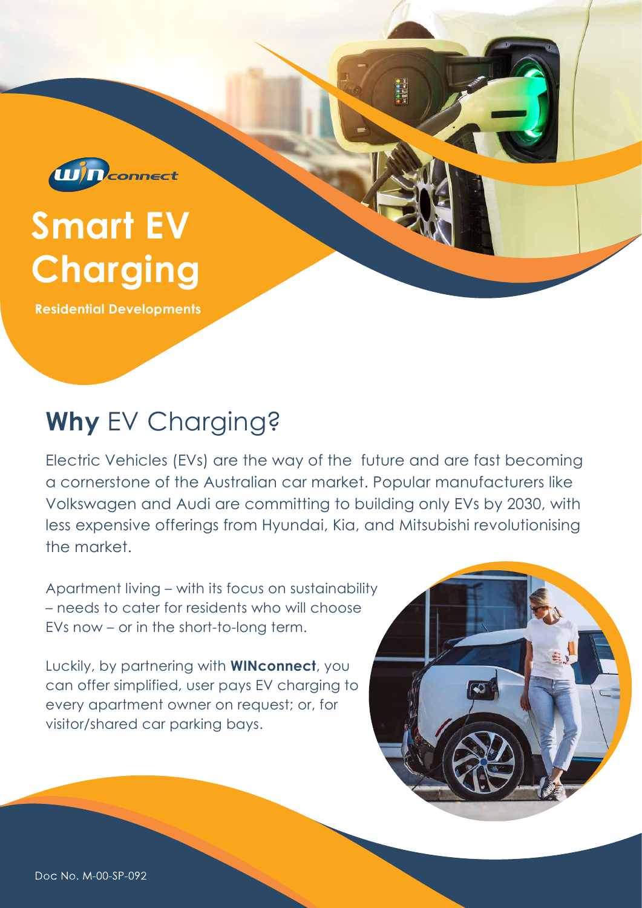WINconnect

# Smart EV Charging

**Residential Developments**

## **Why** EV Charging?

Electric Vehicles (EVs) are the way of the future and are fast becoming a cornerstone of the Australian car market. Popular manufacturers like Volkswagen and Audi are committing to building only EVs by 2030, with less expensive offerings from Hyundai, Kia, and Mitsubishi revolutionising the market.

Apartment living – with its focus on sustainability – needs to cater for residents who will choose EVs now – or in the short-to-long term.

Luckily, by partnering with **WINconnect**, you can offer simplified, user pays EV charging to every apartment owner on request; or, for visitor/shared car parking bays.

Doc No. M-00-SP-092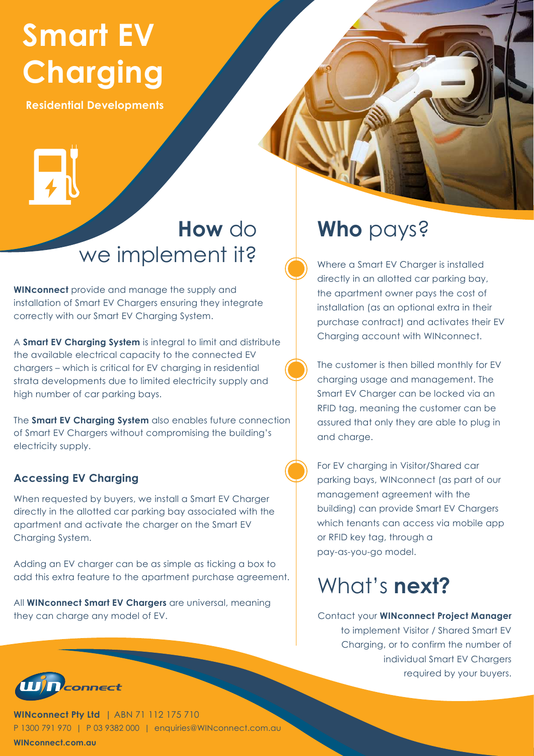# Smart EV Charging

**Residential Developments**

## **How** do we implement it?

**WINconnect** provide and manage the supply and installation of Smart EV Chargers ensuring they integrate correctly with our Smart EV Charging System.

A **Smart EV Charging System** is integral to limit and distribute the available electrical capacity to the connected EV chargers – which is critical for EV charging in residential strata developments due to limited electricity supply and high number of car parking bays.

The **Smart EV Charging System** also enables future connection of Smart EV Chargers without compromising the building's electricity supply.

### Accessing EV Charging

When requested by buyers, we install a Smart EV Charger directly in the allotted car parking bay associated with the apartment and activate the charger on the Smart EV Charging System.

Adding an EV charger can be as simple as ticking a box to add this extra feature to the apartment purchase agreement.

All **WINconnect Smart EV Chargers** are universal, meaning they can charge any model of EV.

## **Who** pays?

Where a Smart EV Charger is installed directly in an allotted car parking bay, the apartment owner pays the cost of installation (as an optional extra in their purchase contract) and activates their EV Charging account with WINconnect.

The customer is then billed monthly for EV charging usage and management. The Smart EV Charger can be locked via an RFID tag, meaning the customer can be assured that only they are able to plug in and charge.

For EV charging in Visitor/Shared car parking bays, WINconnect (as part of our management agreement with the building) can provide Smart EV Chargers which tenants can access via mobile app or RFID key tag, through a pay-as-you-go model.

## What's **next?**

Contact your **WINconnect Project Manager** to implement Visitor / Shared Smart EV Charging, or to confirm the number of individual Smart EV Chargers required by your buyers.

**WINconnect Pty Ltd** | ABN 71 112 175 710
P 1300 791 970 | P 03 9382 000 | enquiries@WINconnect.com.au
**WINconnect.com.au**